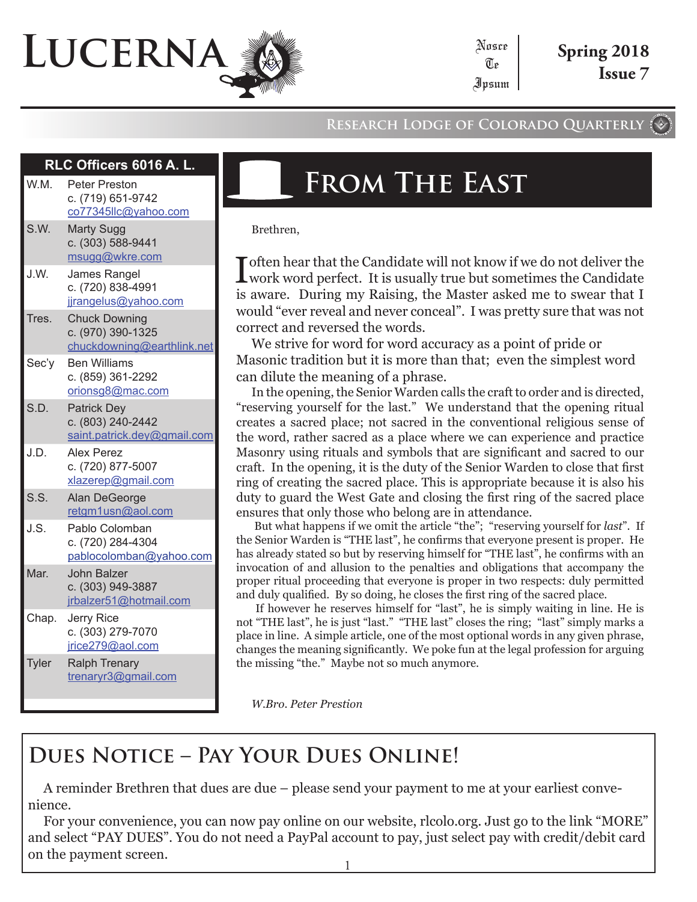# LUCERNA

Nosce Te Ipsum

**Spring 2018**
**Issue 7**

RESEARCH LODGE OF COLORADO QUARTERLY

| RLC Officers 6016 A. L. | |
|---|---|
| W.M. | Peter Preston<br>c. (719) 651-9742<br>co77345llc@yahoo.com |
| S.W. | Marty Sugg<br>c. (303) 588-9441<br>msugg@wkre.com |
| J.W. | James Rangel<br>c. (720) 838-4991<br>jjrangelus@yahoo.com |
| Tres. | Chuck Downing<br>c. (970) 390-1325<br>chuckdowning@earthlink.net |
| Sec'y | Ben Williams<br>c. (859) 361-2292<br>orionsg8@mac.com |
| S.D. | Patrick Dey<br>c. (803) 240-2442<br>saint.patrick.dey@gmail.com |
| J.D. | Alex Perez<br>c. (720) 877-5007<br>xlazerep@gmail.com |
| S.S. | Alan DeGeorge<br>retgm1usn@aol.com |
| J.S. | Pablo Colomban<br>c. (720) 284-4304<br>pablocolomban@yahoo.com |
| Mar. | John Balzer<br>c. (303) 949-3887<br>jrbalzer51@hotmail.com |
| Chap. | Jerry Rice<br>c. (303) 279-7070<br>jrice279@aol.com |
| Tyler | Ralph Trenary<br>trenaryr3@gmail.com |

## From The East

Brethren,

I often hear that the Candidate will not know if we do not deliver the work word perfect. It is usually true but sometimes the Candidate is aware. During my Raising, the Master asked me to swear that I would "ever reveal and never conceal". I was pretty sure that was not correct and reversed the words.

We strive for word for word accuracy as a point of pride or Masonic tradition but it is more than that; even the simplest word can dilute the meaning of a phrase.

In the opening, the Senior Warden calls the craft to order and is directed, "reserving yourself for the last." We understand that the opening ritual creates a sacred place; not sacred in the conventional religious sense of the word, rather sacred as a place where we can experience and practice Masonry using rituals and symbols that are significant and sacred to our craft. In the opening, it is the duty of the Senior Warden to close that first ring of creating the sacred place. This is appropriate because it is also his duty to guard the West Gate and closing the first ring of the sacred place ensures that only those who belong are in attendance.

But what happens if we omit the article "the"; "reserving yourself for *last*". If the Senior Warden is "THE last", he confirms that everyone present is proper. He has already stated so but by reserving himself for "THE last", he confirms with an invocation of and allusion to the penalties and obligations that accompany the proper ritual proceeding that everyone is proper in two respects: duly permitted and duly qualified. By so doing, he closes the first ring of the sacred place.

If however he reserves himself for "last", he is simply waiting in line. He is not "THE last", he is just "last." "THE last" closes the ring; "last" simply marks a place in line. A simple article, one of the most optional words in any given phrase, changes the meaning significantly. We poke fun at the legal profession for arguing the missing "the." Maybe not so much anymore.

*W.Bro. Peter Prestion*

## Dues Notice – Pay Your Dues Online!

A reminder Brethren that dues are due – please send your payment to me at your earliest convenience.

For your convenience, you can now pay online on our website, rlcolo.org. Just go to the link "MORE" and select "PAY DUES". You do not need a PayPal account to pay, just select pay with credit/debit card on the payment screen.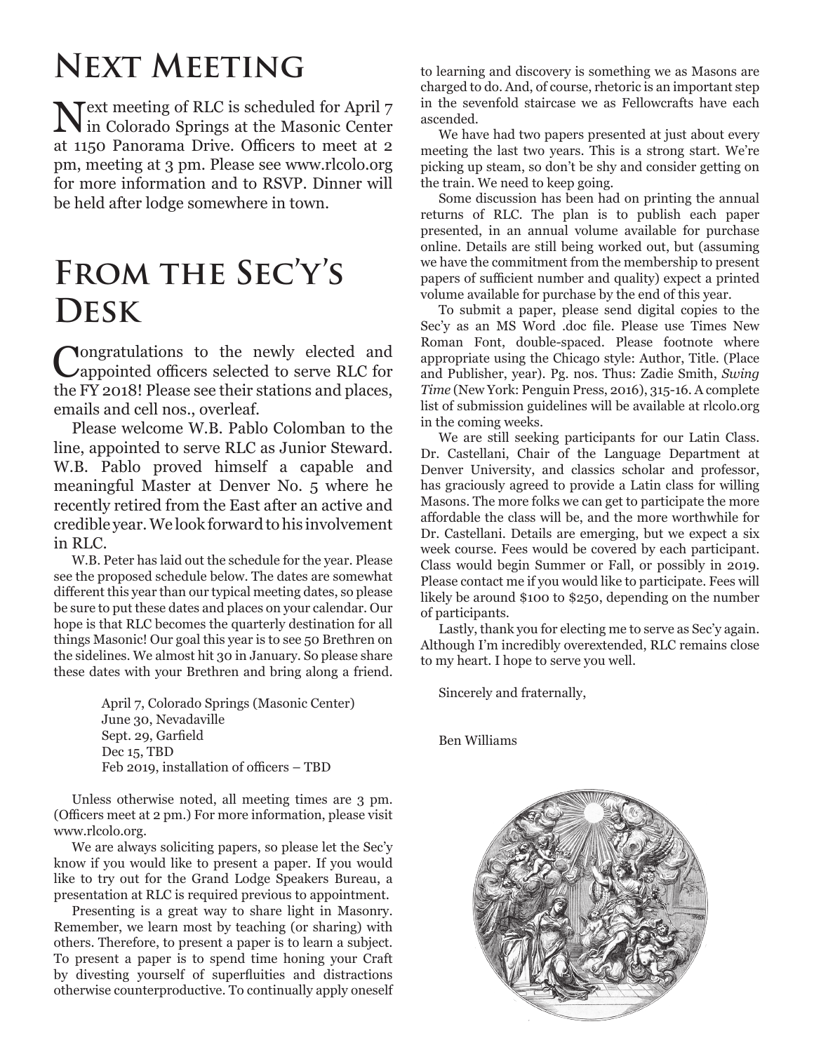# Next Meeting

Next meeting of RLC is scheduled for April 7 in Colorado Springs at the Masonic Center at 1150 Panorama Drive. Officers to meet at 2 pm, meeting at 3 pm. Please see www.rlcolo.org for more information and to RSVP. Dinner will be held after lodge somewhere in town.

# From the Sec'y's Desk

Congratulations to the newly elected and appointed officers selected to serve RLC for the FY 2018! Please see their stations and places, emails and cell nos., overleaf.

Please welcome W.B. Pablo Colomban to the line, appointed to serve RLC as Junior Steward. W.B. Pablo proved himself a capable and meaningful Master at Denver No. 5 where he recently retired from the East after an active and credible year. We look forward to his involvement in RLC.

W.B. Peter has laid out the schedule for the year. Please see the proposed schedule below. The dates are somewhat different this year than our typical meeting dates, so please be sure to put these dates and places on your calendar. Our hope is that RLC becomes the quarterly destination for all things Masonic! Our goal this year is to see 50 Brethren on the sidelines. We almost hit 30 in January. So please share these dates with your Brethren and bring along a friend.

> April 7, Colorado Springs (Masonic Center)
> June 30, Nevadaville
> Sept. 29, Garfield
> Dec 15, TBD
> Feb 2019, installation of officers – TBD

Unless otherwise noted, all meeting times are 3 pm. (Officers meet at 2 pm.) For more information, please visit www.rlcolo.org.

We are always soliciting papers, so please let the Sec'y know if you would like to present a paper. If you would like to try out for the Grand Lodge Speakers Bureau, a presentation at RLC is required previous to appointment.

Presenting is a great way to share light in Masonry. Remember, we learn most by teaching (or sharing) with others. Therefore, to present a paper is to learn a subject. To present a paper is to spend time honing your Craft by divesting yourself of superfluities and distractions otherwise counterproductive. To continually apply oneself to learning and discovery is something we as Masons are charged to do. And, of course, rhetoric is an important step in the sevenfold staircase we as Fellowcrafts have each ascended.

We have had two papers presented at just about every meeting the last two years. This is a strong start. We're picking up steam, so don't be shy and consider getting on the train. We need to keep going.

Some discussion has been had on printing the annual returns of RLC. The plan is to publish each paper presented, in an annual volume available for purchase online. Details are still being worked out, but (assuming we have the commitment from the membership to present papers of sufficient number and quality) expect a printed volume available for purchase by the end of this year.

To submit a paper, please send digital copies to the Sec'y as an MS Word .doc file. Please use Times New Roman Font, double-spaced. Please footnote where appropriate using the Chicago style: Author, Title. (Place and Publisher, year). Pg. nos. Thus: Zadie Smith, *Swing Time* (New York: Penguin Press, 2016), 315-16. A complete list of submission guidelines will be available at rlcolo.org in the coming weeks.

We are still seeking participants for our Latin Class. Dr. Castellani, Chair of the Language Department at Denver University, and classics scholar and professor, has graciously agreed to provide a Latin class for willing Masons. The more folks we can get to participate the more affordable the class will be, and the more worthwhile for Dr. Castellani. Details are emerging, but we expect a six week course. Fees would be covered by each participant. Class would begin Summer or Fall, or possibly in 2019. Please contact me if you would like to participate. Fees will likely be around $100 to $250, depending on the number of participants.

Lastly, thank you for electing me to serve as Sec'y again. Although I'm incredibly overextended, RLC remains close to my heart. I hope to serve you well.

Sincerely and fraternally,

Ben Williams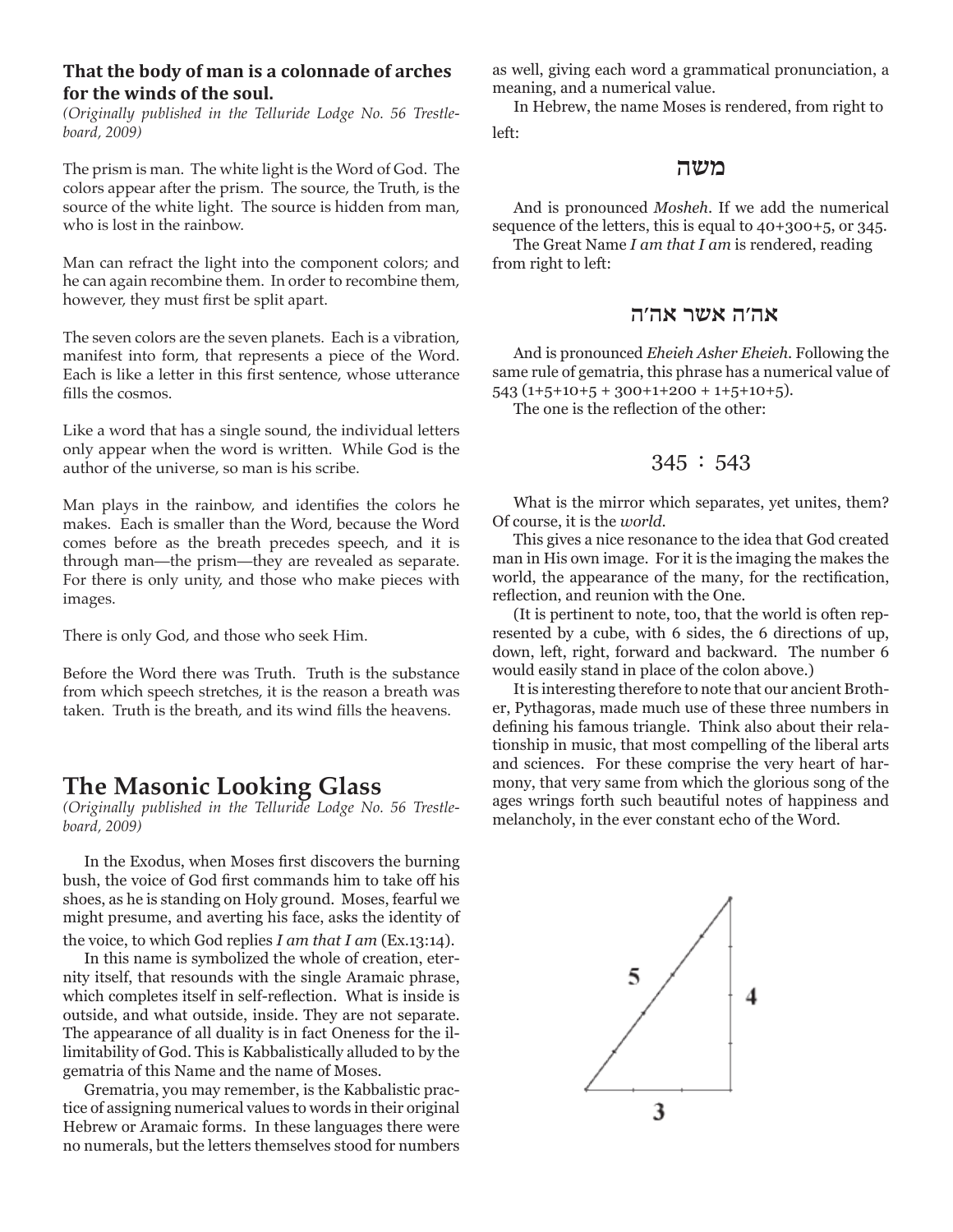### That the body of man is a colonnade of arches for the winds of the soul.

*(Originally published in the Telluride Lodge No. 56 Trestleboard, 2009)*

The prism is man. The white light is the Word of God. The colors appear after the prism. The source, the Truth, is the source of the white light. The source is hidden from man, who is lost in the rainbow.

Man can refract the light into the component colors; and he can again recombine them. In order to recombine them, however, they must first be split apart.

The seven colors are the seven planets. Each is a vibration, manifest into form, that represents a piece of the Word. Each is like a letter in this first sentence, whose utterance fills the cosmos.

Like a word that has a single sound, the individual letters only appear when the word is written. While God is the author of the universe, so man is his scribe.

Man plays in the rainbow, and identifies the colors he makes. Each is smaller than the Word, because the Word comes before as the breath precedes speech, and it is through man—the prism—they are revealed as separate. For there is only unity, and those who make pieces with images.

There is only God, and those who seek Him.

Before the Word there was Truth. Truth is the substance from which speech stretches, it is the reason a breath was taken. Truth is the breath, and its wind fills the heavens.

## The Masonic Looking Glass

*(Originally published in the Telluride Lodge No. 56 Trestleboard, 2009)*

In the Exodus, when Moses first discovers the burning bush, the voice of God first commands him to take off his shoes, as he is standing on Holy ground. Moses, fearful we might presume, and averting his face, asks the identity of the voice, to which God replies *I am that I am* (Ex.13:14).

In this name is symbolized the whole of creation, eternity itself, that resounds with the single Aramaic phrase, which completes itself in self-reflection. What is inside is outside, and what outside, inside. They are not separate. The appearance of all duality is in fact Oneness for the illimitability of God. This is Kabbalistically alluded to by the gematria of this Name and the name of Moses.

Grematria, you may remember, is the Kabbalistic practice of assigning numerical values to words in their original Hebrew or Aramaic forms. In these languages there were no numerals, but the letters themselves stood for numbers as well, giving each word a grammatical pronunciation, a meaning, and a numerical value.

In Hebrew, the name Moses is rendered, from right to left:

**משה**

And is pronounced *Mosheh*. If we add the numerical sequence of the letters, this is equal to 40+300+5, or 345.

The Great Name *I am that I am* is rendered, reading from right to left:

**אה׳ה אשר אה׳ה**

And is pronounced *Eheieh Asher Eheieh*. Following the same rule of gematria, this phrase has a numerical value of 543 (1+5+10+5 + 300+1+200 + 1+5+10+5).

The one is the reflection of the other:

345 : 543

What is the mirror which separates, yet unites, them? Of course, it is the *world*.

This gives a nice resonance to the idea that God created man in His own image. For it is the imaging the makes the world, the appearance of the many, for the rectification, reflection, and reunion with the One.

(It is pertinent to note, too, that the world is often represented by a cube, with 6 sides, the 6 directions of up, down, left, right, forward and backward. The number 6 would easily stand in place of the colon above.)

It is interesting therefore to note that our ancient Brother, Pythagoras, made much use of these three numbers in defining his famous triangle. Think also about their relationship in music, that most compelling of the liberal arts and sciences. For these comprise the very heart of harmony, that very same from which the glorious song of the ages wrings forth such beautiful notes of happiness and melancholy, in the ever constant echo of the Word.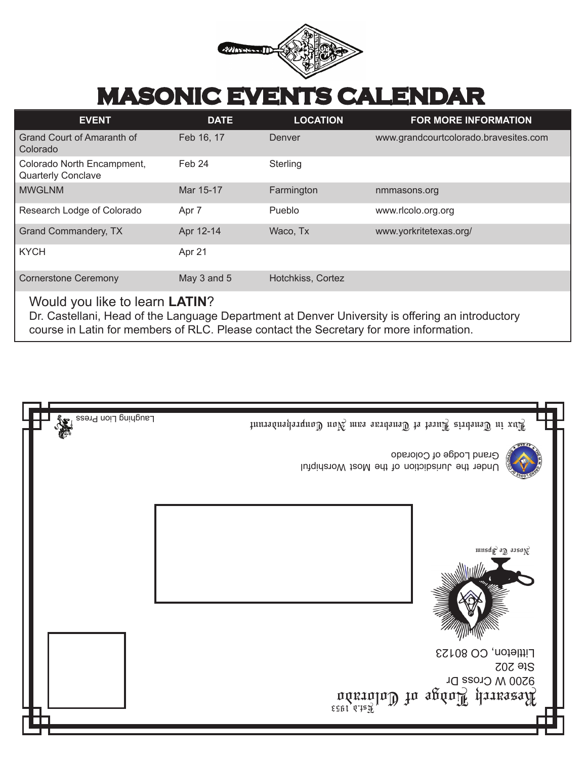# MASONIC EVENTS CALENDAR

| EVENT | DATE | LOCATION | FOR MORE INFORMATION |
|---|---|---|---|
| Grand Court of Amaranth of Colorado | Feb 16, 17 | Denver | www.grandcourtcolorado.bravesites.com |
| Colorado North Encampment, Quarterly Conclave | Feb 24 | Sterling | |
| MWGLNM | Mar 15-17 | Farmington | nmmasons.org |
| Research Lodge of Colorado | Apr 7 | Pueblo | www.rlcolo.org.org |
| Grand Commandery, TX | Apr 12-14 | Waco, Tx | www.yorkritetexas.org/ |
| KYCH | Apr 21 | | |
| Cornerstone Ceremony | May 3 and 5 | Hotchkiss, Cortez | |

Would you like to learn **LATIN**?

Dr. Castellani, Head of the Language Department at Denver University is offering an introductory course in Latin for members of RLC. Please contact the Secretary for more information.

Laughing Lion Press

Lux in Tenebris Lucet et Tenebrae eam Non Comprehenderunt

Under the Jurisdiction of the Most Worshipful Grand Lodge of Colorado

Nosce Te Ipsum

Research Lodge of Colorado
Est'd 1953
9200 W Cross Dr
Ste 202
Littleton, CO 80123